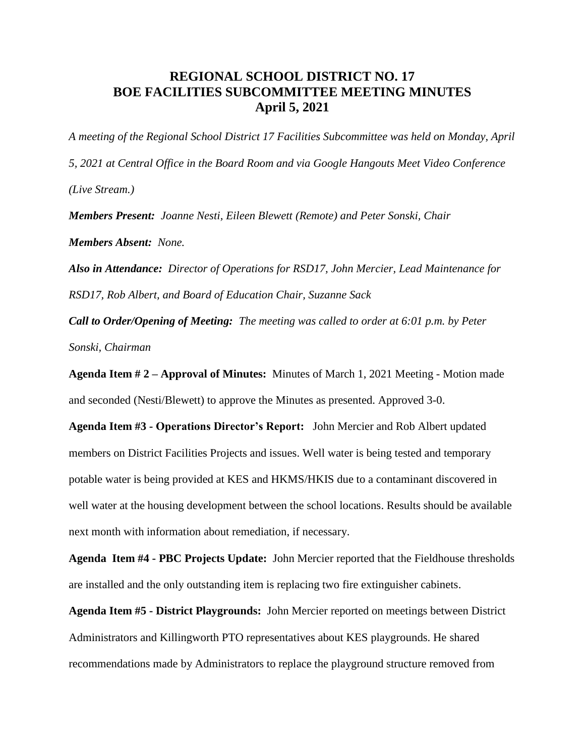# REGIONAL SCHOOL DISTRICT NO. 17
# BOE FACILITIES SUBCOMMITTEE MEETING MINUTES
# April 5, 2021

*A meeting of the Regional School District 17 Facilities Subcommittee was held on Monday, April 5, 2021 at Central Office in the Board Room and via Google Hangouts Meet Video Conference (Live Stream.)*

***Members Present:*** *Joanne Nesti, Eileen Blewett (Remote) and Peter Sonski, Chair*

***Members Absent:*** *None.*

***Also in Attendance:*** *Director of Operations for RSD17, John Mercier, Lead Maintenance for RSD17, Rob Albert, and Board of Education Chair, Suzanne Sack*

***Call to Order/Opening of Meeting:*** *The meeting was called to order at 6:01 p.m. by Peter Sonski, Chairman*

**Agenda Item # 2 – Approval of Minutes:** Minutes of March 1, 2021 Meeting - Motion made and seconded (Nesti/Blewett) to approve the Minutes as presented. Approved 3-0.

**Agenda Item #3 - Operations Director's Report:** John Mercier and Rob Albert updated members on District Facilities Projects and issues. Well water is being tested and temporary potable water is being provided at KES and HKMS/HKIS due to a contaminant discovered in well water at the housing development between the school locations. Results should be available next month with information about remediation, if necessary.

**Agenda Item #4 - PBC Projects Update:** John Mercier reported that the Fieldhouse thresholds are installed and the only outstanding item is replacing two fire extinguisher cabinets.

**Agenda Item #5 - District Playgrounds:** John Mercier reported on meetings between District Administrators and Killingworth PTO representatives about KES playgrounds. He shared recommendations made by Administrators to replace the playground structure removed from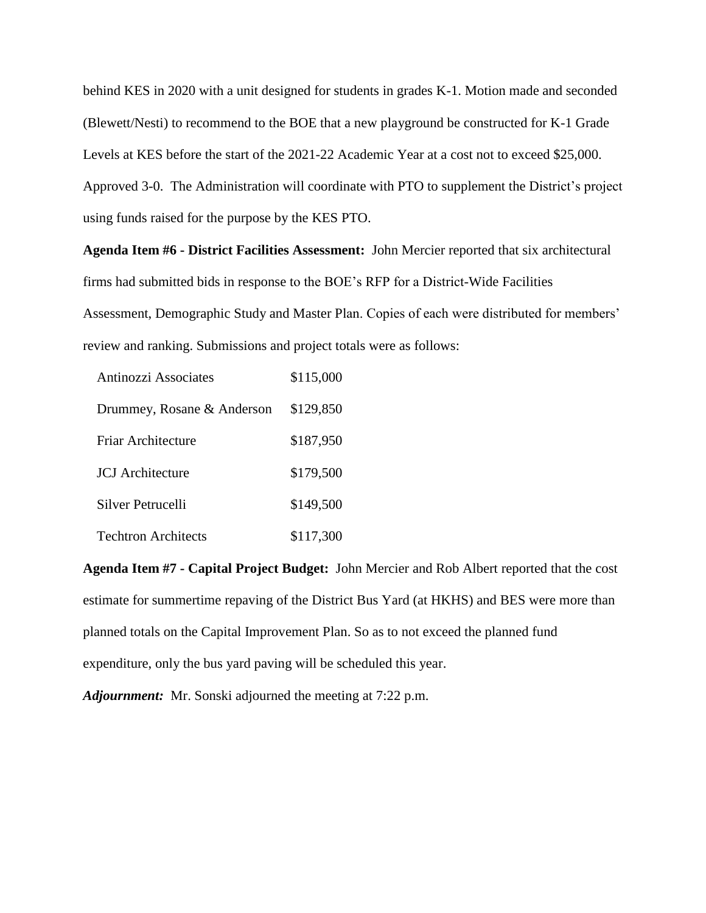behind KES in 2020 with a unit designed for students in grades K-1. Motion made and seconded (Blewett/Nesti) to recommend to the BOE that a new playground be constructed for K-1 Grade Levels at KES before the start of the 2021-22 Academic Year at a cost not to exceed $25,000. Approved 3-0. The Administration will coordinate with PTO to supplement the District's project using funds raised for the purpose by the KES PTO.

**Agenda Item #6 - District Facilities Assessment:** John Mercier reported that six architectural firms had submitted bids in response to the BOE's RFP for a District-Wide Facilities Assessment, Demographic Study and Master Plan. Copies of each were distributed for members' review and ranking. Submissions and project totals were as follows:

| | |
|---|---|
| Antinozzi Associates | $115,000 |
| Drummey, Rosane & Anderson | $129,850 |
| Friar Architecture | $187,950 |
| JCJ Architecture | $179,500 |
| Silver Petrucelli | $149,500 |
| Techtron Architects | $117,300 |

**Agenda Item #7 - Capital Project Budget:** John Mercier and Rob Albert reported that the cost estimate for summertime repaving of the District Bus Yard (at HKHS) and BES were more than planned totals on the Capital Improvement Plan. So as to not exceed the planned fund expenditure, only the bus yard paving will be scheduled this year.

***Adjournment:*** Mr. Sonski adjourned the meeting at 7:22 p.m.